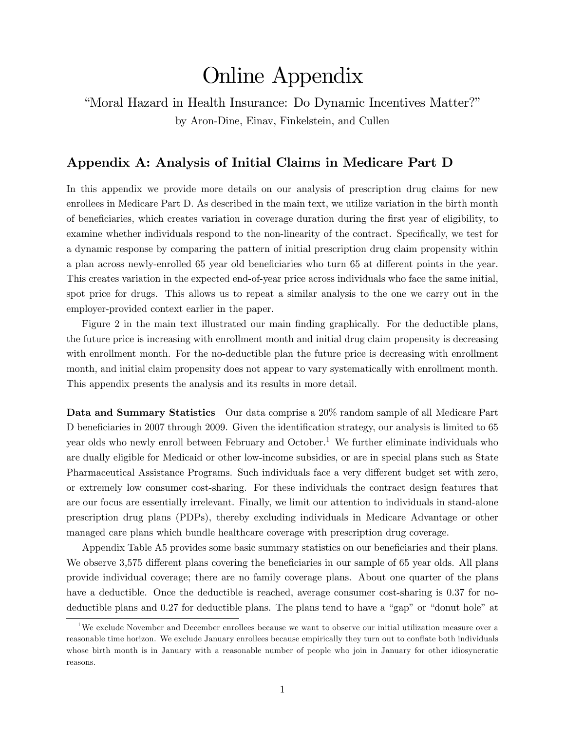# Online Appendix

"Moral Hazard in Health Insurance: Do Dynamic Incentives Matter?"

by Aron-Dine, Einav, Finkelstein, and Cullen

## Appendix A: Analysis of Initial Claims in Medicare Part D

In this appendix we provide more details on our analysis of prescription drug claims for new enrollees in Medicare Part D. As described in the main text, we utilize variation in the birth month of beneficiaries, which creates variation in coverage duration during the first year of eligibility, to examine whether individuals respond to the non-linearity of the contract. Specifically, we test for a dynamic response by comparing the pattern of initial prescription drug claim propensity within a plan across newly-enrolled 65 year old beneficiaries who turn 65 at different points in the year. This creates variation in the expected end-of-year price across individuals who face the same initial, spot price for drugs. This allows us to repeat a similar analysis to the one we carry out in the employer-provided context earlier in the paper.

Figure 2 in the main text illustrated our main finding graphically. For the deductible plans, the future price is increasing with enrollment month and initial drug claim propensity is decreasing with enrollment month. For the no-deductible plan the future price is decreasing with enrollment month, and initial claim propensity does not appear to vary systematically with enrollment month. This appendix presents the analysis and its results in more detail.

**Data and Summary Statistics** Our data comprise a 20% random sample of all Medicare Part D beneficiaries in 2007 through 2009. Given the identification strategy, our analysis is limited to 65 year olds who newly enroll between February and October.[1] We further eliminate individuals who are dually eligible for Medicaid or other low-income subsidies, or are in special plans such as State Pharmaceutical Assistance Programs. Such individuals face a very different budget set with zero, or extremely low consumer cost-sharing. For these individuals the contract design features that are our focus are essentially irrelevant. Finally, we limit our attention to individuals in stand-alone prescription drug plans (PDPs), thereby excluding individuals in Medicare Advantage or other managed care plans which bundle healthcare coverage with prescription drug coverage.

Appendix Table A5 provides some basic summary statistics on our beneficiaries and their plans. We observe 3,575 different plans covering the beneficiaries in our sample of 65 year olds. All plans provide individual coverage; there are no family coverage plans. About one quarter of the plans have a deductible. Once the deductible is reached, average consumer cost-sharing is 0.37 for no-deductible plans and 0.27 for deductible plans. The plans tend to have a "gap" or "donut hole" at

[1] We exclude November and December enrollees because we want to observe our initial utilization measure over a reasonable time horizon. We exclude January enrollees because empirically they turn out to conflate both individuals whose birth month is in January with a reasonable number of people who join in January for other idiosyncratic reasons.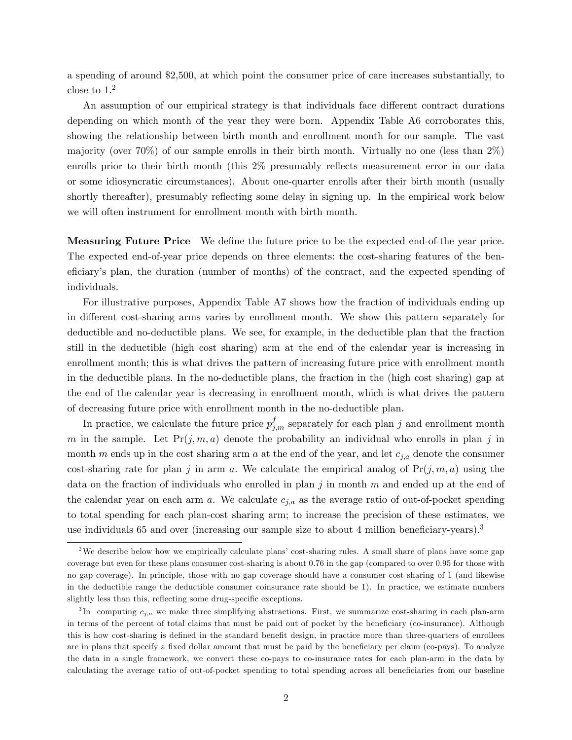a spending of around $2,500, at which point the consumer price of care increases substantially, to close to 1.[2]

An assumption of our empirical strategy is that individuals face different contract durations depending on which month of the year they were born. Appendix Table A6 corroborates this, showing the relationship between birth month and enrollment month for our sample. The vast majority (over 70%) of our sample enrolls in their birth month. Virtually no one (less than 2%) enrolls prior to their birth month (this 2% presumably reflects measurement error in our data or some idiosyncratic circumstances). About one-quarter enrolls after their birth month (usually shortly thereafter), presumably reflecting some delay in signing up. In the empirical work below we will often instrument for enrollment month with birth month.

**Measuring Future Price** We define the future price to be the expected end-of-the year price. The expected end-of-year price depends on three elements: the cost-sharing features of the beneficiary's plan, the duration (number of months) of the contract, and the expected spending of individuals.

For illustrative purposes, Appendix Table A7 shows how the fraction of individuals ending up in different cost-sharing arms varies by enrollment month. We show this pattern separately for deductible and no-deductible plans. We see, for example, in the deductible plan that the fraction still in the deductible (high cost sharing) arm at the end of the calendar year is increasing in enrollment month; this is what drives the pattern of increasing future price with enrollment month in the deductible plans. In the no-deductible plans, the fraction in the (high cost sharing) gap at the end of the calendar year is decreasing in enrollment month, which is what drives the pattern of decreasing future price with enrollment month in the no-deductible plan.

In practice, we calculate the future price $p^f_{j,m}$ separately for each plan $j$ and enrollment month $m$ in the sample. Let $\Pr(j, m, a)$ denote the probability an individual who enrolls in plan $j$ in month $m$ ends up in the cost sharing arm $a$ at the end of the year, and let $c_{j,a}$ denote the consumer cost-sharing rate for plan $j$ in arm $a$. We calculate the empirical analog of $\Pr(j, m, a)$ using the data on the fraction of individuals who enrolled in plan $j$ in month $m$ and ended up at the end of the calendar year on each arm $a$. We calculate $c_{j,a}$ as the average ratio of out-of-pocket spending to total spending for each plan-cost sharing arm; to increase the precision of these estimates, we use individuals 65 and over (increasing our sample size to about 4 million beneficiary-years).[3]

---

[2] We describe below how we empirically calculate plans' cost-sharing rules. A small share of plans have some gap coverage but even for these plans consumer cost-sharing is about 0.76 in the gap (compared to over 0.95 for those with no gap coverage). In principle, those with no gap coverage should have a consumer cost sharing of 1 (and likewise in the deductible range the deductible consumer coinsurance rate should be 1). In practice, we estimate numbers slightly less than this, reflecting some drug-specific exceptions.

[3] In computing $c_{j,a}$ we make three simplifying abstractions. First, we summarize cost-sharing in each plan-arm in terms of the percent of total claims that must be paid out of pocket by the beneficiary (co-insurance). Although this is how cost-sharing is defined in the standard benefit design, in practice more than three-quarters of enrollees are in plans that specify a fixed dollar amount that must be paid by the beneficiary per claim (co-pays). To analyze the data in a single framework, we convert these co-pays to co-insurance rates for each plan-arm in the data by calculating the average ratio of out-of-pocket spending to total spending across all beneficiaries from our baseline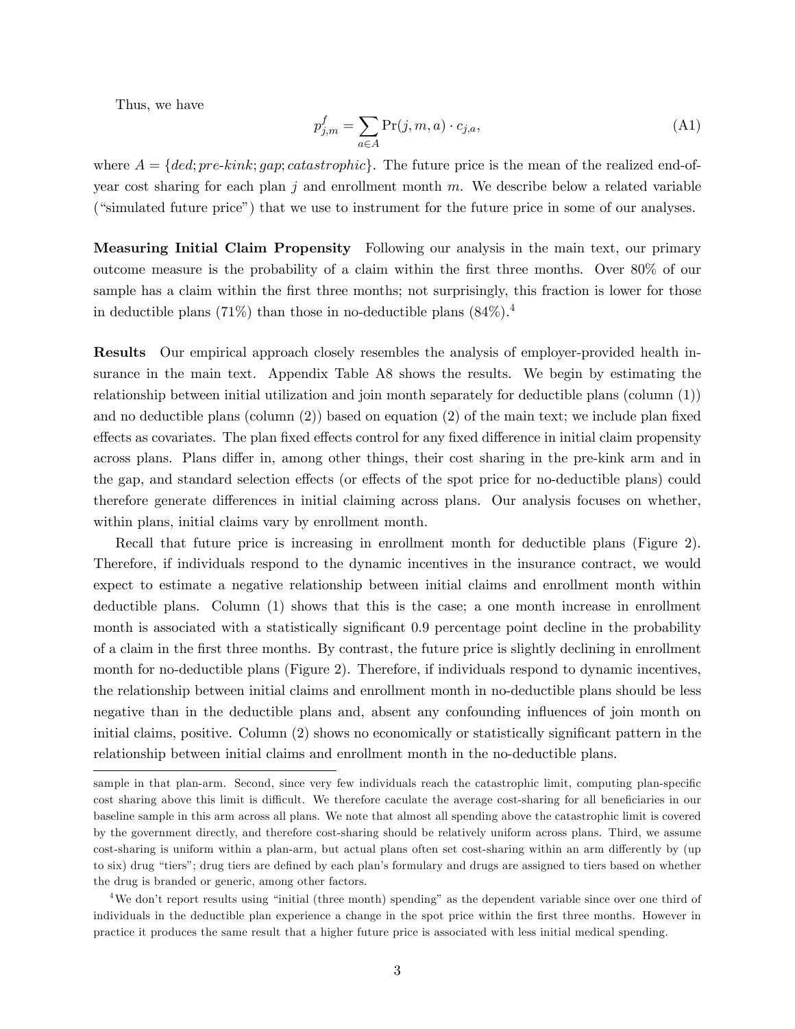Thus, we have

$$p^f_{j,m} = \sum_{a \in A} \Pr(j, m, a) \cdot c_{j,a}, \tag{A1}$$

where $A = \{ded; pre\text{-}kink; gap; catastrophic\}$. The future price is the mean of the realized end-of-year cost sharing for each plan $j$ and enrollment month $m$. We describe below a related variable ("simulated future price") that we use to instrument for the future price in some of our analyses.

**Measuring Initial Claim Propensity** Following our analysis in the main text, our primary outcome measure is the probability of a claim within the first three months. Over 80% of our sample has a claim within the first three months; not surprisingly, this fraction is lower for those in deductible plans (71%) than those in no-deductible plans (84%).[4]

**Results** Our empirical approach closely resembles the analysis of employer-provided health insurance in the main text. Appendix Table A8 shows the results. We begin by estimating the relationship between initial utilization and join month separately for deductible plans (column (1)) and no deductible plans (column (2)) based on equation (2) of the main text; we include plan fixed effects as covariates. The plan fixed effects control for any fixed difference in initial claim propensity across plans. Plans differ in, among other things, their cost sharing in the pre-kink arm and in the gap, and standard selection effects (or effects of the spot price for no-deductible plans) could therefore generate differences in initial claiming across plans. Our analysis focuses on whether, within plans, initial claims vary by enrollment month.

Recall that future price is increasing in enrollment month for deductible plans (Figure 2). Therefore, if individuals respond to the dynamic incentives in the insurance contract, we would expect to estimate a negative relationship between initial claims and enrollment month within deductible plans. Column (1) shows that this is the case; a one month increase in enrollment month is associated with a statistically significant 0.9 percentage point decline in the probability of a claim in the first three months. By contrast, the future price is slightly declining in enrollment month for no-deductible plans (Figure 2). Therefore, if individuals respond to dynamic incentives, the relationship between initial claims and enrollment month in no-deductible plans should be less negative than in the deductible plans and, absent any confounding influences of join month on initial claims, positive. Column (2) shows no economically or statistically significant pattern in the relationship between initial claims and enrollment month in the no-deductible plans.

---

sample in that plan-arm. Second, since very few individuals reach the catastrophic limit, computing plan-specific cost sharing above this limit is difficult. We therefore caculate the average cost-sharing for all beneficiaries in our baseline sample in this arm across all plans. We note that almost all spending above the catastrophic limit is covered by the government directly, and therefore cost-sharing should be relatively uniform across plans. Third, we assume cost-sharing is uniform within a plan-arm, but actual plans often set cost-sharing within an arm differently by (up to six) drug "tiers"; drug tiers are defined by each plan's formulary and drugs are assigned to tiers based on whether the drug is branded or generic, among other factors.

[4] We don't report results using "initial (three month) spending" as the dependent variable since over one third of individuals in the deductible plan experience a change in the spot price within the first three months. However in practice it produces the same result that a higher future price is associated with less initial medical spending.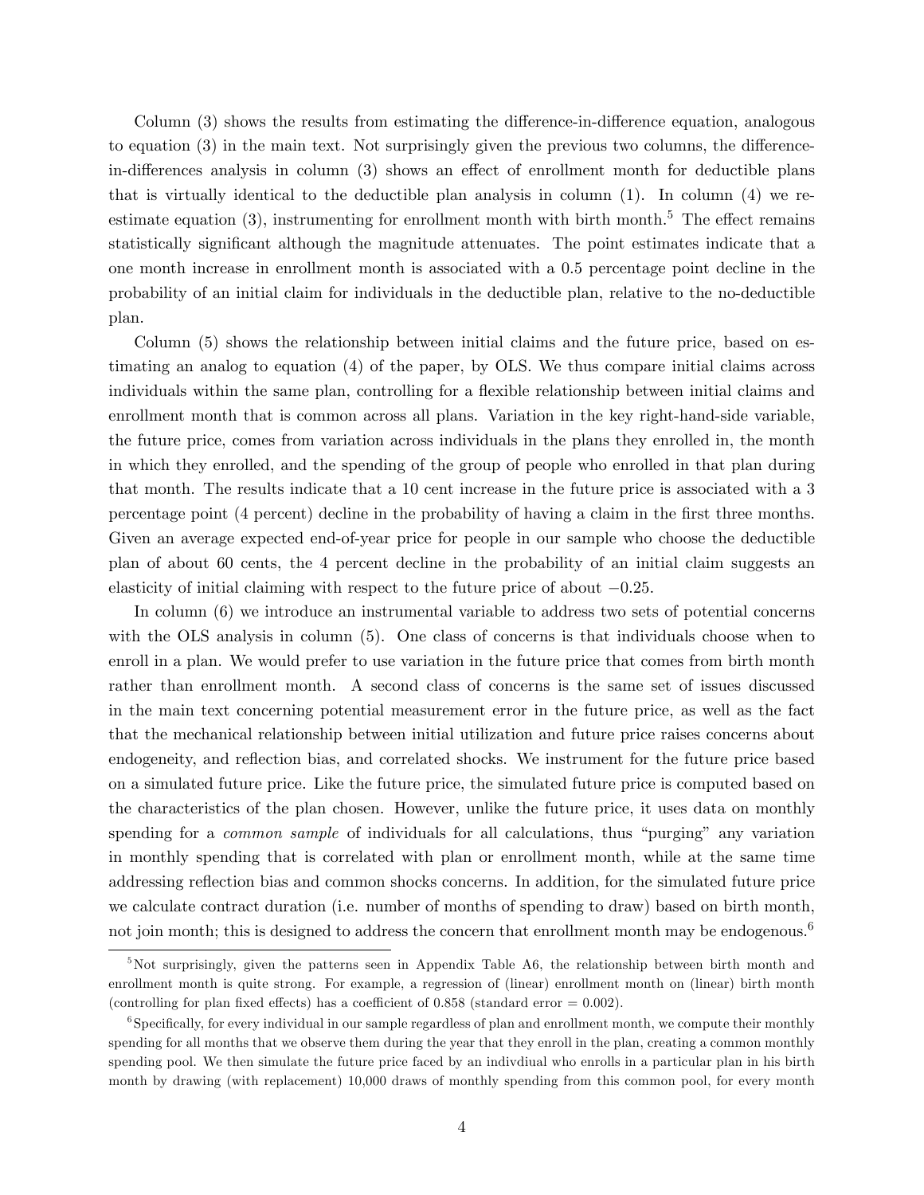Column (3) shows the results from estimating the difference-in-difference equation, analogous to equation (3) in the main text. Not surprisingly given the previous two columns, the difference-in-differences analysis in column (3) shows an effect of enrollment month for deductible plans that is virtually identical to the deductible plan analysis in column (1). In column (4) we re-estimate equation (3), instrumenting for enrollment month with birth month.[5] The effect remains statistically significant although the magnitude attenuates. The point estimates indicate that a one month increase in enrollment month is associated with a 0.5 percentage point decline in the probability of an initial claim for individuals in the deductible plan, relative to the no-deductible plan.

Column (5) shows the relationship between initial claims and the future price, based on estimating an analog to equation (4) of the paper, by OLS. We thus compare initial claims across individuals within the same plan, controlling for a flexible relationship between initial claims and enrollment month that is common across all plans. Variation in the key right-hand-side variable, the future price, comes from variation across individuals in the plans they enrolled in, the month in which they enrolled, and the spending of the group of people who enrolled in that plan during that month. The results indicate that a 10 cent increase in the future price is associated with a 3 percentage point (4 percent) decline in the probability of having a claim in the first three months. Given an average expected end-of-year price for people in our sample who choose the deductible plan of about 60 cents, the 4 percent decline in the probability of an initial claim suggests an elasticity of initial claiming with respect to the future price of about $-0.25$.

In column (6) we introduce an instrumental variable to address two sets of potential concerns with the OLS analysis in column (5). One class of concerns is that individuals choose when to enroll in a plan. We would prefer to use variation in the future price that comes from birth month rather than enrollment month. A second class of concerns is the same set of issues discussed in the main text concerning potential measurement error in the future price, as well as the fact that the mechanical relationship between initial utilization and future price raises concerns about endogeneity, and reflection bias, and correlated shocks. We instrument for the future price based on a simulated future price. Like the future price, the simulated future price is computed based on the characteristics of the plan chosen. However, unlike the future price, it uses data on monthly spending for a *common sample* of individuals for all calculations, thus "purging" any variation in monthly spending that is correlated with plan or enrollment month, while at the same time addressing reflection bias and common shocks concerns. In addition, for the simulated future price we calculate contract duration (i.e. number of months of spending to draw) based on birth month, not join month; this is designed to address the concern that enrollment month may be endogenous.[6]

[5] Not surprisingly, given the patterns seen in Appendix Table A6, the relationship between birth month and enrollment month is quite strong. For example, a regression of (linear) enrollment month on (linear) birth month (controlling for plan fixed effects) has a coefficient of 0.858 (standard error = 0.002).

[6] Specifically, for every individual in our sample regardless of plan and enrollment month, we compute their monthly spending for all months that we observe them during the year that they enroll in the plan, creating a common monthly spending pool. We then simulate the future price faced by an indivdiual who enrolls in a particular plan in his birth month by drawing (with replacement) 10,000 draws of monthly spending from this common pool, for every month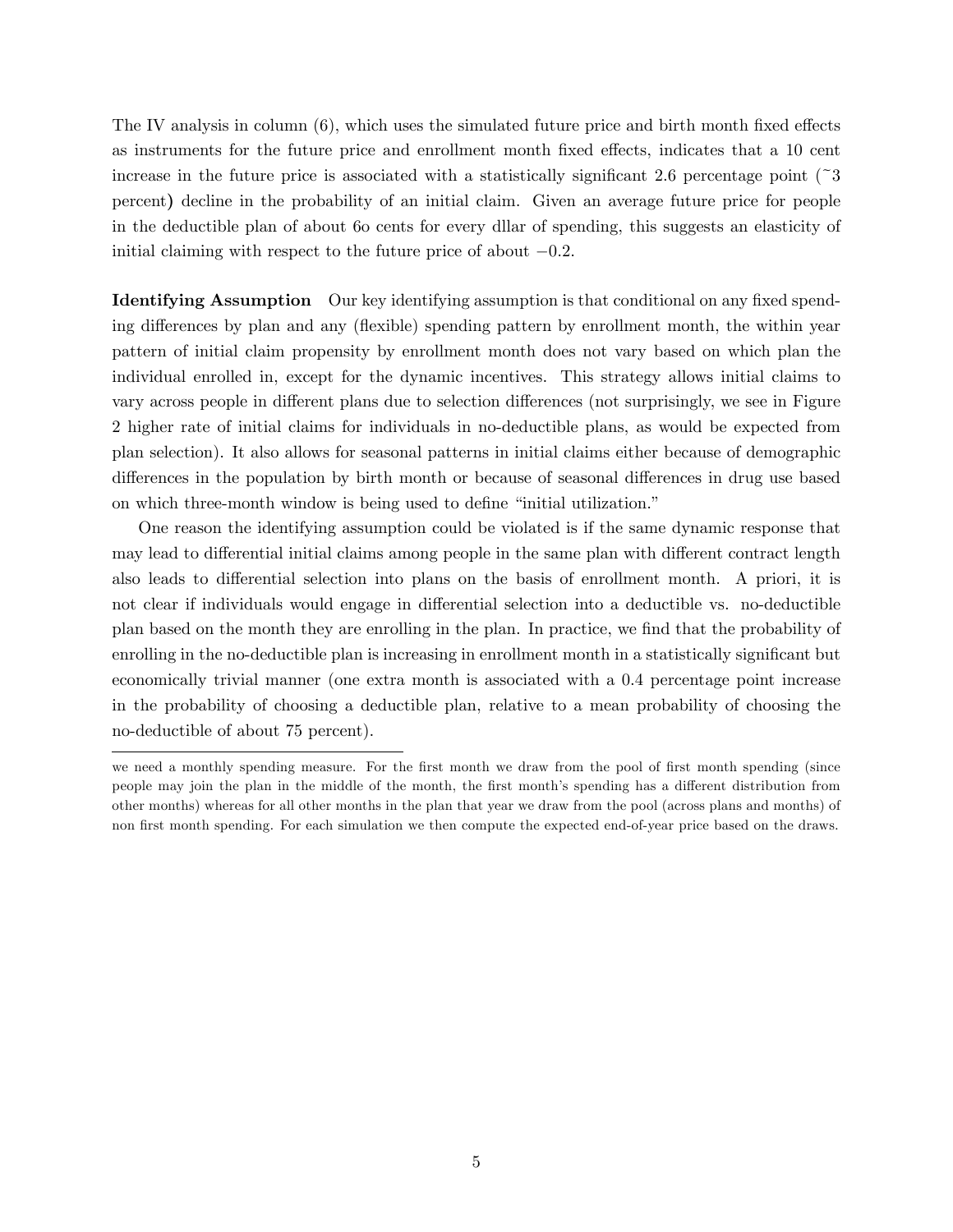The IV analysis in column (6), which uses the simulated future price and birth month fixed effects as instruments for the future price and enrollment month fixed effects, indicates that a 10 cent increase in the future price is associated with a statistically significant 2.6 percentage point (~3 percent) decline in the probability of an initial claim. Given an average future price for people in the deductible plan of about 6o cents for every dllar of spending, this suggests an elasticity of initial claiming with respect to the future price of about $-0.2$.

**Identifying Assumption** Our key identifying assumption is that conditional on any fixed spending differences by plan and any (flexible) spending pattern by enrollment month, the within year pattern of initial claim propensity by enrollment month does not vary based on which plan the individual enrolled in, except for the dynamic incentives. This strategy allows initial claims to vary across people in different plans due to selection differences (not surprisingly, we see in Figure 2 higher rate of initial claims for individuals in no-deductible plans, as would be expected from plan selection). It also allows for seasonal patterns in initial claims either because of demographic differences in the population by birth month or because of seasonal differences in drug use based on which three-month window is being used to define "initial utilization."

One reason the identifying assumption could be violated is if the same dynamic response that may lead to differential initial claims among people in the same plan with different contract length also leads to differential selection into plans on the basis of enrollment month. A priori, it is not clear if individuals would engage in differential selection into a deductible vs. no-deductible plan based on the month they are enrolling in the plan. In practice, we find that the probability of enrolling in the no-deductible plan is increasing in enrollment month in a statistically significant but economically trivial manner (one extra month is associated with a 0.4 percentage point increase in the probability of choosing a deductible plan, relative to a mean probability of choosing the no-deductible of about 75 percent).

---

we need a monthly spending measure. For the first month we draw from the pool of first month spending (since people may join the plan in the middle of the month, the first month's spending has a different distribution from other months) whereas for all other months in the plan that year we draw from the pool (across plans and months) of non first month spending. For each simulation we then compute the expected end-of-year price based on the draws.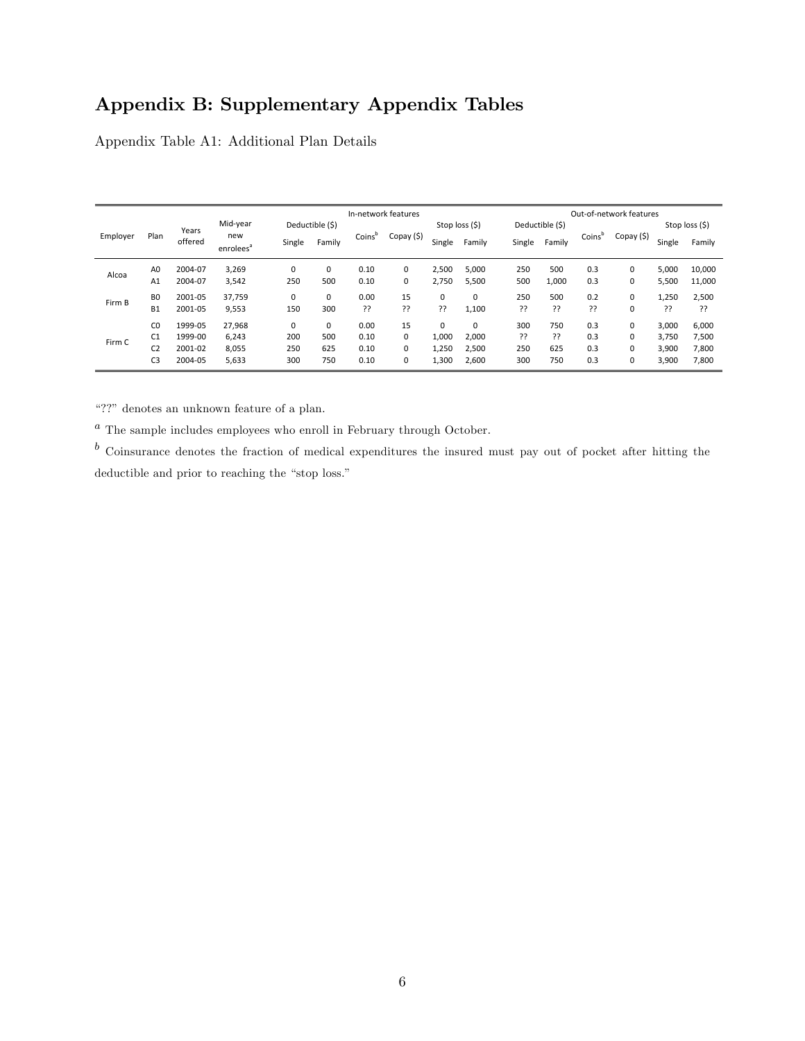# Appendix B: Supplementary Appendix Tables

Appendix Table A1: Additional Plan Details

| Employer | Plan | Years offered | Mid-year new enrolees[a] | In-network features | | | | | | Out-of-network features | | | | | |
|---|---|---|---|---|---|---|---|---|---|---|---|---|---|---|---|
| | | | | Deductible ($) | | Coins[b] | Copay ($) | Stop loss ($) | | Deductible ($) | | Coins[b] | Copay ($) | Stop loss ($) | |
| | | | | Single | Family | | | Single | Family | Single | Family | | | Single | Family |
| Alcoa | A0 | 2004-07 | 3,269 | 0 | 0 | 0.10 | 0 | 2,500 | 5,000 | 250 | 500 | 0.3 | 0 | 5,000 | 10,000 |
| | A1 | 2004-07 | 3,542 | 250 | 500 | 0.10 | 0 | 2,750 | 5,500 | 500 | 1,000 | 0.3 | 0 | 5,500 | 11,000 |
| Firm B | B0 | 2001-05 | 37,759 | 0 | 0 | 0.00 | 15 | 0 | 0 | 250 | 500 | 0.2 | 0 | 1,250 | 2,500 |
| | B1 | 2001-05 | 9,553 | 150 | 300 | ?? | ?? | ?? | 1,100 | ?? | ?? | ?? | 0 | ?? | ?? |
| Firm C | C0 | 1999-05 | 27,968 | 0 | 0 | 0.00 | 15 | 0 | 0 | 300 | 750 | 0.3 | 0 | 3,000 | 6,000 |
| | C1 | 1999-00 | 6,243 | 200 | 500 | 0.10 | 0 | 1,000 | 2,000 | ?? | ?? | 0.3 | 0 | 3,750 | 7,500 |
| | C2 | 2001-02 | 8,055 | 250 | 625 | 0.10 | 0 | 1,250 | 2,500 | 250 | 625 | 0.3 | 0 | 3,900 | 7,800 |
| | C3 | 2004-05 | 5,633 | 300 | 750 | 0.10 | 0 | 1,300 | 2,600 | 300 | 750 | 0.3 | 0 | 3,900 | 7,800 |

"??" denotes an unknown feature of a plan.

[a] The sample includes employees who enroll in February through October.

[b] Coinsurance denotes the fraction of medical expenditures the insured must pay out of pocket after hitting the deductible and prior to reaching the "stop loss."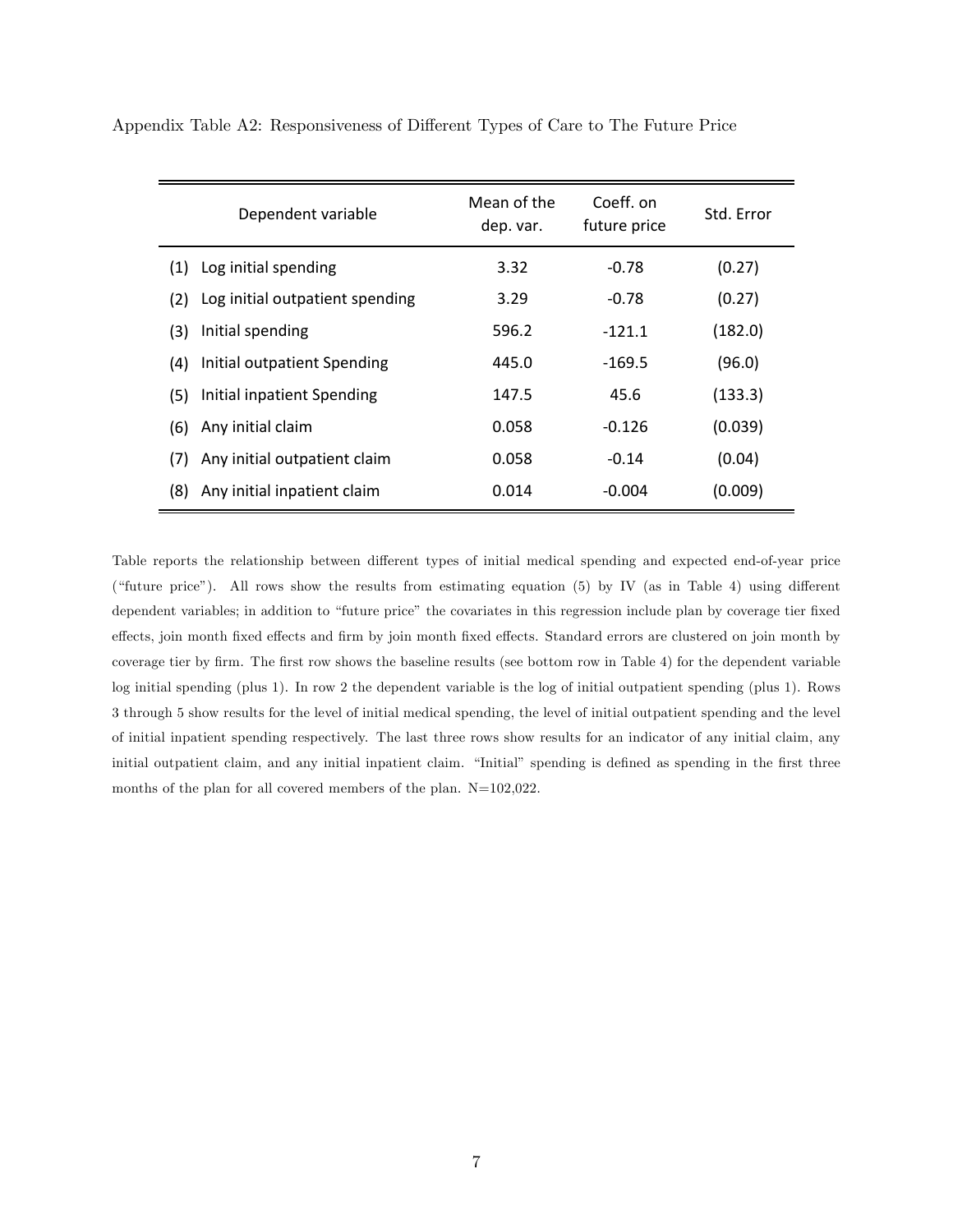Appendix Table A2: Responsiveness of Different Types of Care to The Future Price

| | Dependent variable | Mean of the dep. var. | Coeff. on future price | Std. Error |
|---|---|---|---|---|
| (1) | Log initial spending | 3.32 | -0.78 | (0.27) |
| (2) | Log initial outpatient spending | 3.29 | -0.78 | (0.27) |
| (3) | Initial spending | 596.2 | -121.1 | (182.0) |
| (4) | Initial outpatient Spending | 445.0 | -169.5 | (96.0) |
| (5) | Initial inpatient Spending | 147.5 | 45.6 | (133.3) |
| (6) | Any initial claim | 0.058 | -0.126 | (0.039) |
| (7) | Any initial outpatient claim | 0.058 | -0.14 | (0.04) |
| (8) | Any initial inpatient claim | 0.014 | -0.004 | (0.009) |

Table reports the relationship between different types of initial medical spending and expected end-of-year price ("future price"). All rows show the results from estimating equation (5) by IV (as in Table 4) using different dependent variables; in addition to "future price" the covariates in this regression include plan by coverage tier fixed effects, join month fixed effects and firm by join month fixed effects. Standard errors are clustered on join month by coverage tier by firm. The first row shows the baseline results (see bottom row in Table 4) for the dependent variable log initial spending (plus 1). In row 2 the dependent variable is the log of initial outpatient spending (plus 1). Rows 3 through 5 show results for the level of initial medical spending, the level of initial outpatient spending and the level of initial inpatient spending respectively. The last three rows show results for an indicator of any initial claim, any initial outpatient claim, and any initial inpatient claim. "Initial" spending is defined as spending in the first three months of the plan for all covered members of the plan. N=102,022.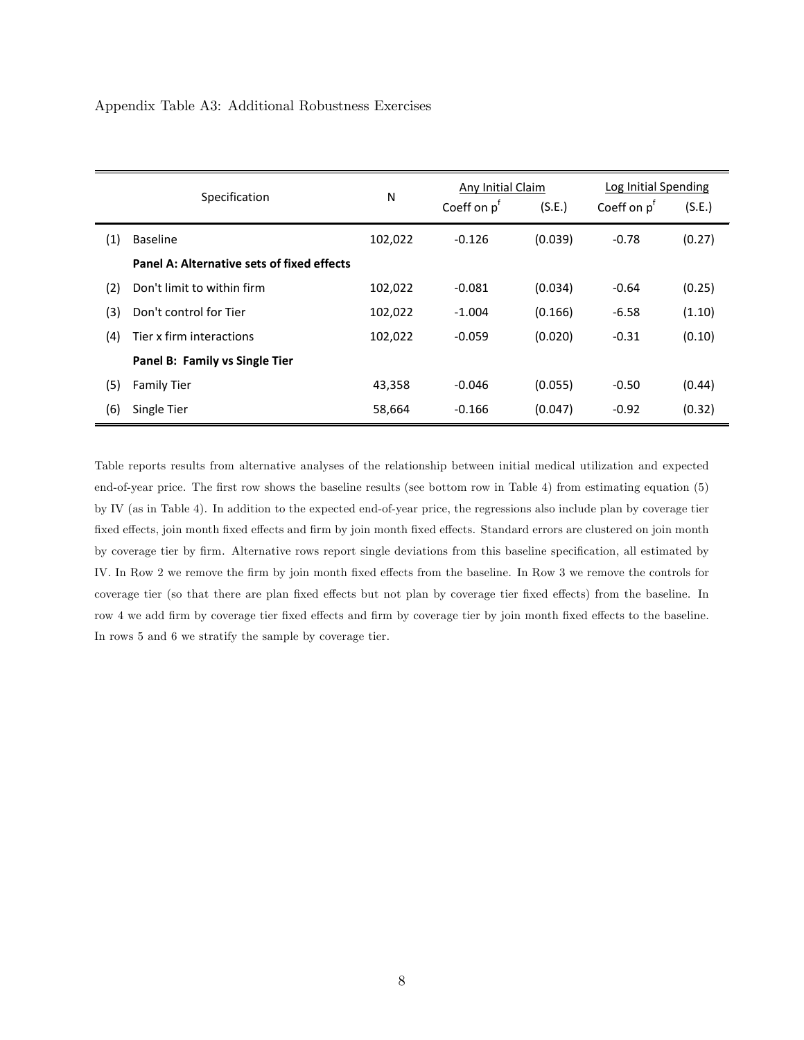Appendix Table A3: Additional Robustness Exercises

| | Specification | N | Any Initial Claim | | Log Initial Spending | |
|---|---|---|---|---|---|---|
| | | | Coeff on $p^f$ | (S.E.) | Coeff on $p^f$ | (S.E.) |
| (1) | Baseline | 102,022 | -0.126 | (0.039) | -0.78 | (0.27) |
| | **Panel A: Alternative sets of fixed effects** | | | | | |
| (2) | Don't limit to within firm | 102,022 | -0.081 | (0.034) | -0.64 | (0.25) |
| (3) | Don't control for Tier | 102,022 | -1.004 | (0.166) | -6.58 | (1.10) |
| (4) | Tier x firm interactions | 102,022 | -0.059 | (0.020) | -0.31 | (0.10) |
| | **Panel B: Family vs Single Tier** | | | | | |
| (5) | Family Tier | 43,358 | -0.046 | (0.055) | -0.50 | (0.44) |
| (6) | Single Tier | 58,664 | -0.166 | (0.047) | -0.92 | (0.32) |

Table reports results from alternative analyses of the relationship between initial medical utilization and expected end-of-year price. The first row shows the baseline results (see bottom row in Table 4) from estimating equation (5) by IV (as in Table 4). In addition to the expected end-of-year price, the regressions also include plan by coverage tier fixed effects, join month fixed effects and firm by join month fixed effects. Standard errors are clustered on join month by coverage tier by firm. Alternative rows report single deviations from this baseline specification, all estimated by IV. In Row 2 we remove the firm by join month fixed effects from the baseline. In Row 3 we remove the controls for coverage tier (so that there are plan fixed effects but not plan by coverage tier fixed effects) from the baseline. In row 4 we add firm by coverage tier fixed effects and firm by coverage tier by join month fixed effects to the baseline. In rows 5 and 6 we stratify the sample by coverage tier.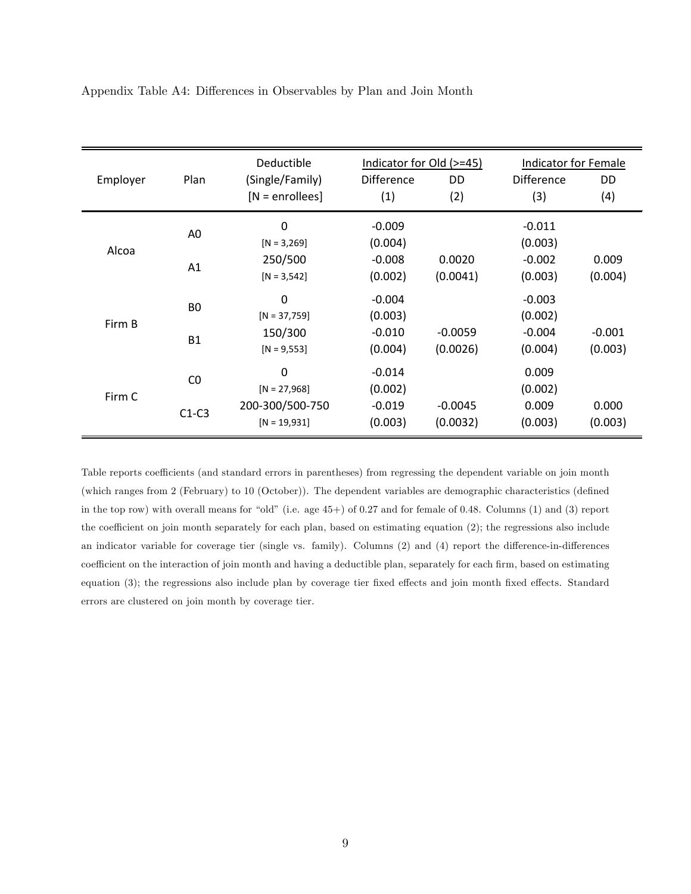Appendix Table A4: Differences in Observables by Plan and Join Month

| Employer | Plan | Deductible (Single/Family) [N = enrollees] | Indicator for Old (>=45) Difference (1) | Indicator for Old (>=45) DD (2) | Indicator for Female Difference (3) | Indicator for Female DD (4) |
|---|---|---|---|---|---|---|
| Alcoa | A0 | 0 [N = 3,269] | -0.009 (0.004) | | -0.011 (0.003) | |
| | A1 | 250/500 [N = 3,542] | -0.008 (0.002) | 0.0020 (0.0041) | -0.002 (0.003) | 0.009 (0.004) |
| Firm B | B0 | 0 [N = 37,759] | -0.004 (0.003) | | -0.003 (0.002) | |
| | B1 | 150/300 [N = 9,553] | -0.010 (0.004) | -0.0059 (0.0026) | -0.004 (0.004) | -0.001 (0.003) |
| Firm C | C0 | 0 [N = 27,968] | -0.014 (0.002) | | 0.009 (0.002) | |
| | C1-C3 | 200-300/500-750 [N = 19,931] | -0.019 (0.003) | -0.0045 (0.0032) | 0.009 (0.003) | 0.000 (0.003) |

Table reports coefficients (and standard errors in parentheses) from regressing the dependent variable on join month (which ranges from 2 (February) to 10 (October)). The dependent variables are demographic characteristics (defined in the top row) with overall means for "old" (i.e. age 45+) of 0.27 and for female of 0.48. Columns (1) and (3) report the coefficient on join month separately for each plan, based on estimating equation (2); the regressions also include an indicator variable for coverage tier (single vs. family). Columns (2) and (4) report the difference-in-differences coefficient on the interaction of join month and having a deductible plan, separately for each firm, based on estimating equation (3); the regressions also include plan by coverage tier fixed effects and join month fixed effects. Standard errors are clustered on join month by coverage tier.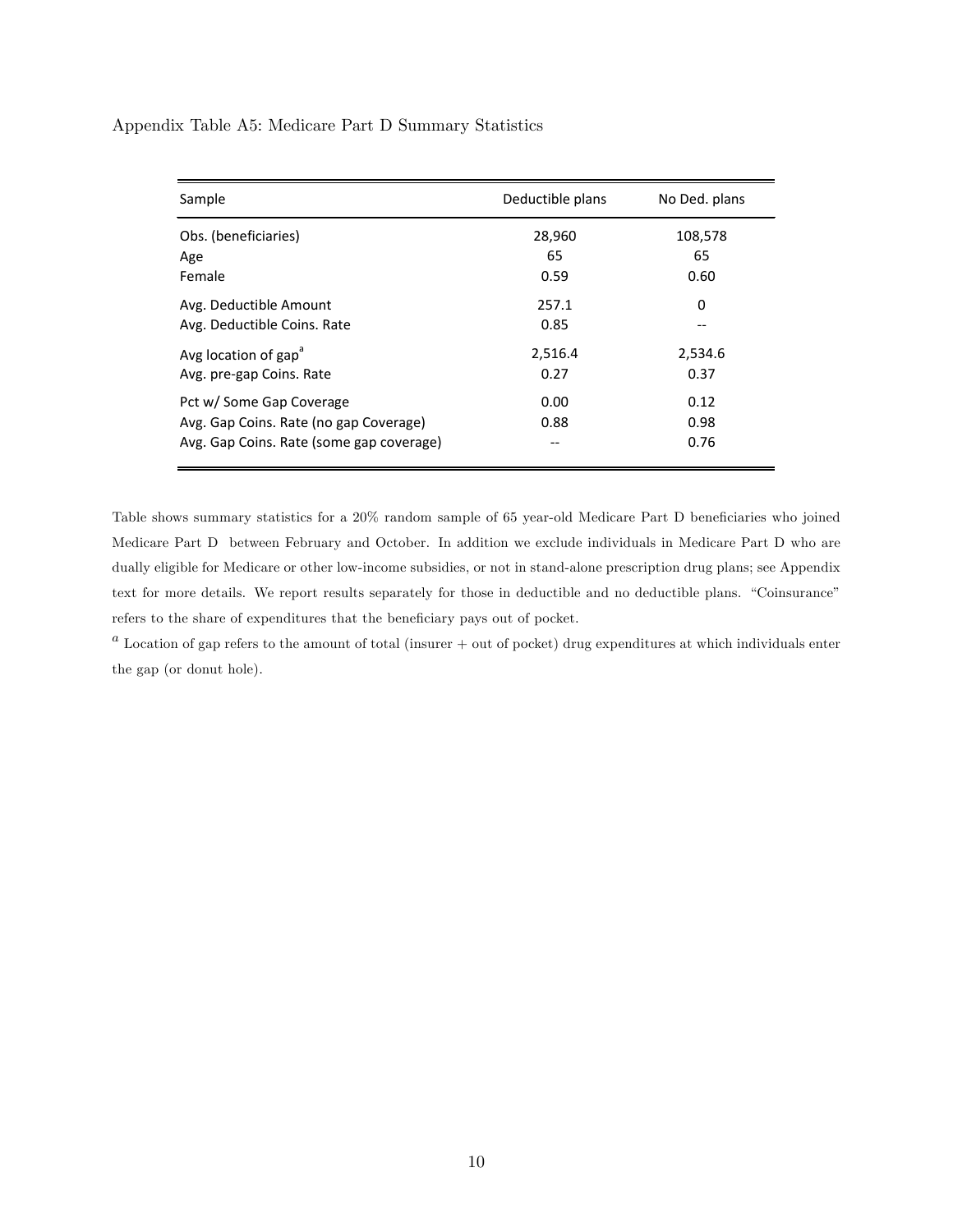Appendix Table A5: Medicare Part D Summary Statistics

| Sample | Deductible plans | No Ded. plans |
|---|---|---|
| Obs. (beneficiaries) | 28,960 | 108,578 |
| Age | 65 | 65 |
| Female | 0.59 | 0.60 |
| Avg. Deductible Amount | 257.1 | 0 |
| Avg. Deductible Coins. Rate | 0.85 | -- |
| Avg location of gap[a] | 2,516.4 | 2,534.6 |
| Avg. pre-gap Coins. Rate | 0.27 | 0.37 |
| Pct w/ Some Gap Coverage | 0.00 | 0.12 |
| Avg. Gap Coins. Rate (no gap Coverage) | 0.88 | 0.98 |
| Avg. Gap Coins. Rate (some gap coverage) | -- | 0.76 |

Table shows summary statistics for a 20% random sample of 65 year-old Medicare Part D beneficiaries who joined Medicare Part D between February and October. In addition we exclude individuals in Medicare Part D who are dually eligible for Medicare or other low-income subsidies, or not in stand-alone prescription drug plans; see Appendix text for more details. We report results separately for those in deductible and no deductible plans. "Coinsurance" refers to the share of expenditures that the beneficiary pays out of pocket.

[a] Location of gap refers to the amount of total (insurer + out of pocket) drug expenditures at which individuals enter the gap (or donut hole).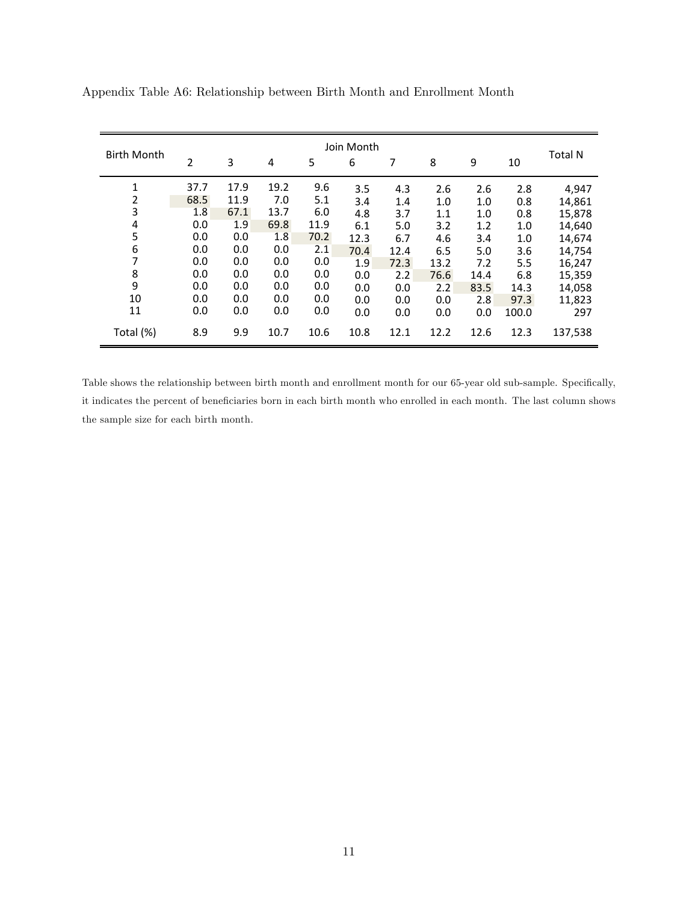Appendix Table A6: Relationship between Birth Month and Enrollment Month

| Birth Month | Join Month | | | | | | | | | Total N |
|---|---|---|---|---|---|---|---|---|---|---|
| | 2 | 3 | 4 | 5 | 6 | 7 | 8 | 9 | 10 | |
| 1 | 37.7 | 17.9 | 19.2 | 9.6 | 3.5 | 4.3 | 2.6 | 2.6 | 2.8 | 4,947 |
| 2 | 68.5 | 11.9 | 7.0 | 5.1 | 3.4 | 1.4 | 1.0 | 1.0 | 0.8 | 14,861 |
| 3 | 1.8 | 67.1 | 13.7 | 6.0 | 4.8 | 3.7 | 1.1 | 1.0 | 0.8 | 15,878 |
| 4 | 0.0 | 1.9 | 69.8 | 11.9 | 6.1 | 5.0 | 3.2 | 1.2 | 1.0 | 14,640 |
| 5 | 0.0 | 0.0 | 1.8 | 70.2 | 12.3 | 6.7 | 4.6 | 3.4 | 1.0 | 14,674 |
| 6 | 0.0 | 0.0 | 0.0 | 2.1 | 70.4 | 12.4 | 6.5 | 5.0 | 3.6 | 14,754 |
| 7 | 0.0 | 0.0 | 0.0 | 0.0 | 1.9 | 72.3 | 13.2 | 7.2 | 5.5 | 16,247 |
| 8 | 0.0 | 0.0 | 0.0 | 0.0 | 0.0 | 2.2 | 76.6 | 14.4 | 6.8 | 15,359 |
| 9 | 0.0 | 0.0 | 0.0 | 0.0 | 0.0 | 0.0 | 2.2 | 83.5 | 14.3 | 14,058 |
| 10 | 0.0 | 0.0 | 0.0 | 0.0 | 0.0 | 0.0 | 0.0 | 2.8 | 97.3 | 11,823 |
| 11 | 0.0 | 0.0 | 0.0 | 0.0 | 0.0 | 0.0 | 0.0 | 0.0 | 100.0 | 297 |
| Total (%) | 8.9 | 9.9 | 10.7 | 10.6 | 10.8 | 12.1 | 12.2 | 12.6 | 12.3 | 137,538 |

Table shows the relationship between birth month and enrollment month for our 65-year old sub-sample. Specifically, it indicates the percent of beneficiaries born in each birth month who enrolled in each month. The last column shows the sample size for each birth month.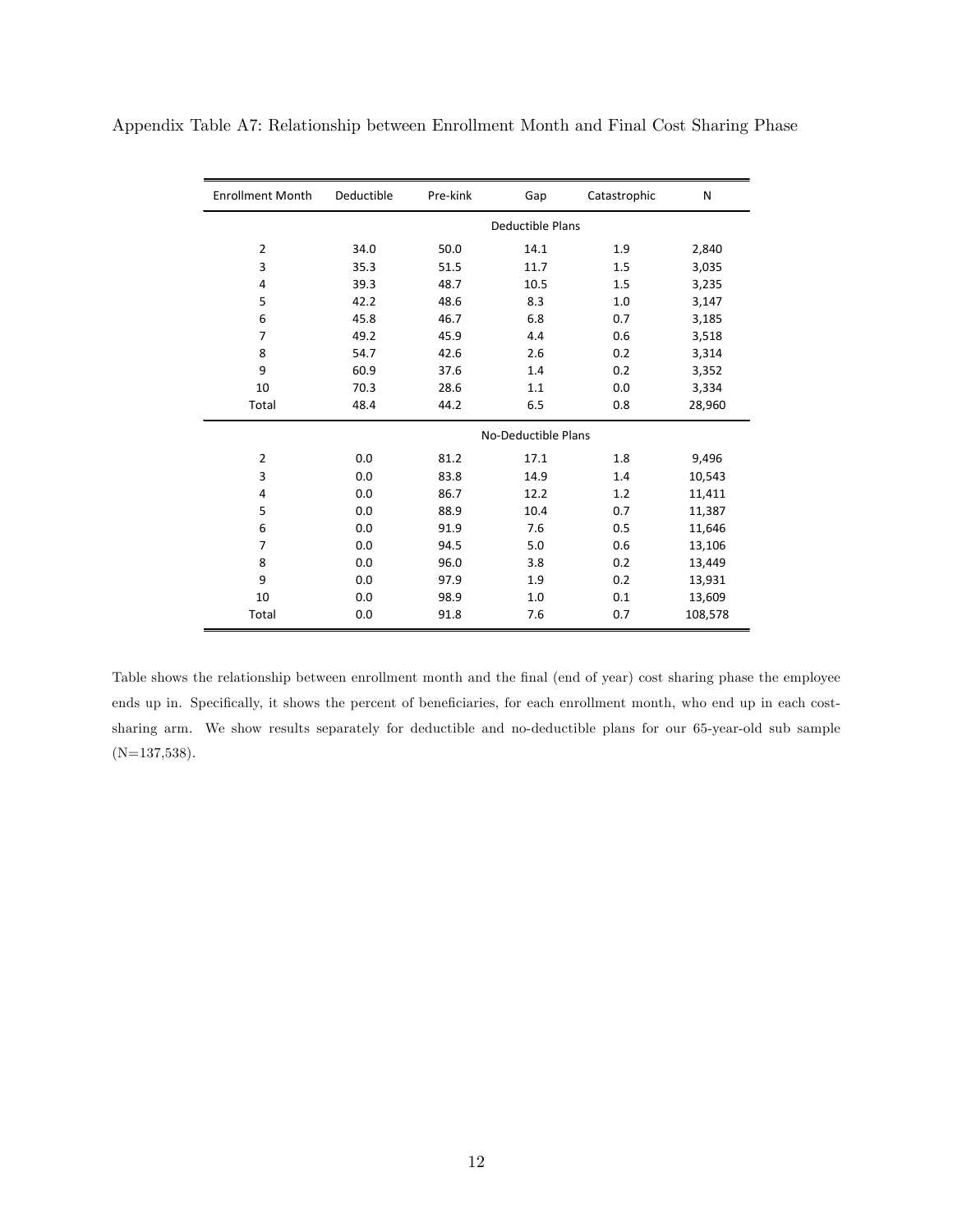Appendix Table A7: Relationship between Enrollment Month and Final Cost Sharing Phase

| Enrollment Month | Deductible | Pre-kink | Gap | Catastrophic | N |
|---|---|---|---|---|---|
| | | | Deductible Plans | | |
| 2 | 34.0 | 50.0 | 14.1 | 1.9 | 2,840 |
| 3 | 35.3 | 51.5 | 11.7 | 1.5 | 3,035 |
| 4 | 39.3 | 48.7 | 10.5 | 1.5 | 3,235 |
| 5 | 42.2 | 48.6 | 8.3 | 1.0 | 3,147 |
| 6 | 45.8 | 46.7 | 6.8 | 0.7 | 3,185 |
| 7 | 49.2 | 45.9 | 4.4 | 0.6 | 3,518 |
| 8 | 54.7 | 42.6 | 2.6 | 0.2 | 3,314 |
| 9 | 60.9 | 37.6 | 1.4 | 0.2 | 3,352 |
| 10 | 70.3 | 28.6 | 1.1 | 0.0 | 3,334 |
| Total | 48.4 | 44.2 | 6.5 | 0.8 | 28,960 |
| | | | No-Deductible Plans | | |
| 2 | 0.0 | 81.2 | 17.1 | 1.8 | 9,496 |
| 3 | 0.0 | 83.8 | 14.9 | 1.4 | 10,543 |
| 4 | 0.0 | 86.7 | 12.2 | 1.2 | 11,411 |
| 5 | 0.0 | 88.9 | 10.4 | 0.7 | 11,387 |
| 6 | 0.0 | 91.9 | 7.6 | 0.5 | 11,646 |
| 7 | 0.0 | 94.5 | 5.0 | 0.6 | 13,106 |
| 8 | 0.0 | 96.0 | 3.8 | 0.2 | 13,449 |
| 9 | 0.0 | 97.9 | 1.9 | 0.2 | 13,931 |
| 10 | 0.0 | 98.9 | 1.0 | 0.1 | 13,609 |
| Total | 0.0 | 91.8 | 7.6 | 0.7 | 108,578 |

Table shows the relationship between enrollment month and the final (end of year) cost sharing phase the employee ends up in. Specifically, it shows the percent of beneficiaries, for each enrollment month, who end up in each cost-sharing arm. We show results separately for deductible and no-deductible plans for our 65-year-old sub sample (N=137,538).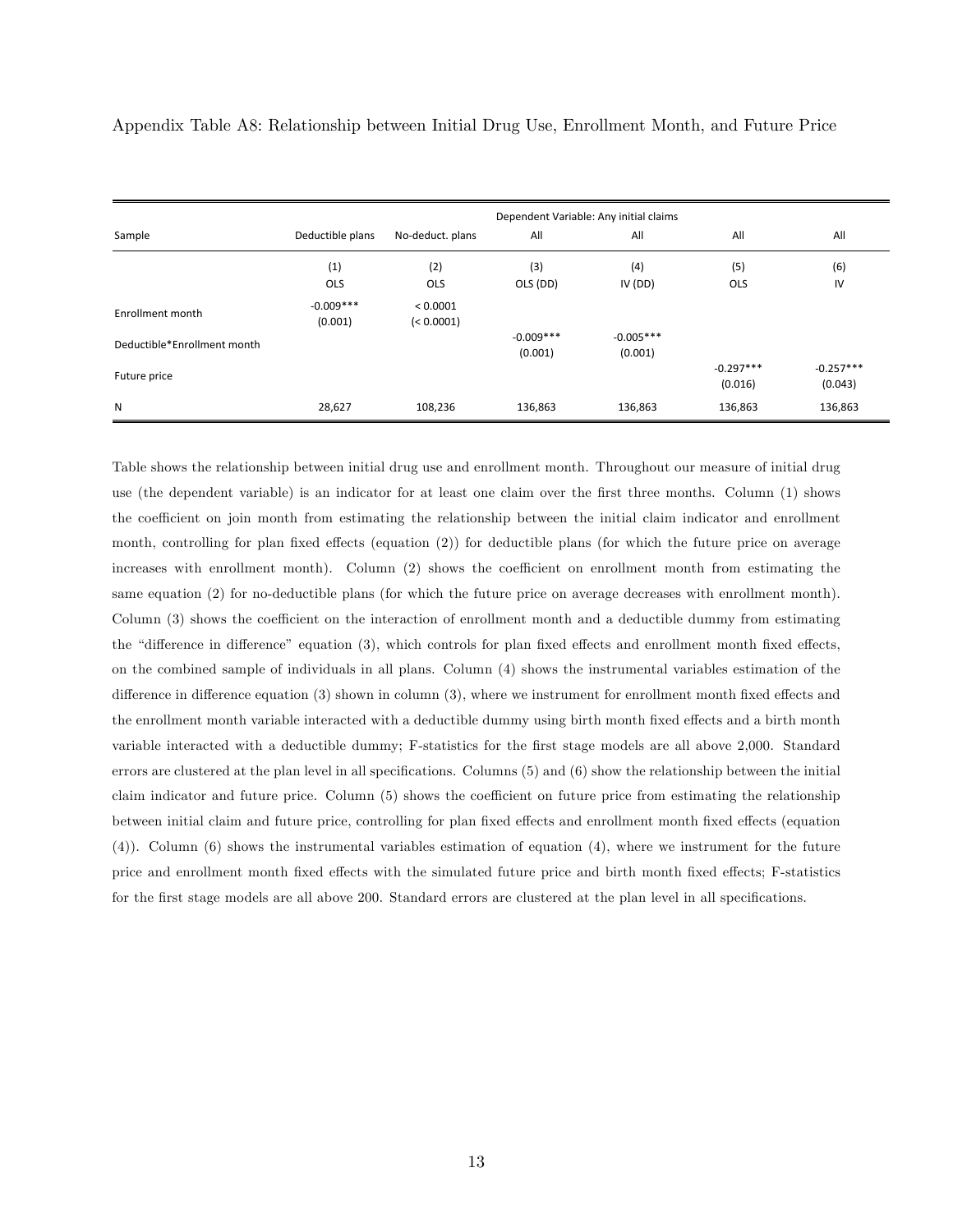Appendix Table A8: Relationship between Initial Drug Use, Enrollment Month, and Future Price

| | Dependent Variable: Any initial claims | | | | | |
|---|---|---|---|---|---|---|
| Sample | Deductible plans | No-deduct. plans | All | All | All | All |
| | (1) | (2) | (3) | (4) | (5) | (6) |
| | OLS | OLS | OLS (DD) | IV (DD) | OLS | IV |
| Enrollment month | -0.009*** | < 0.0001 | | | | |
| | (0.001) | (< 0.0001) | | | | |
| Deductible*Enrollment month | | | -0.009*** | -0.005*** | | |
| | | | (0.001) | (0.001) | | |
| Future price | | | | | -0.297*** | -0.257*** |
| | | | | | (0.016) | (0.043) |
| N | 28,627 | 108,236 | 136,863 | 136,863 | 136,863 | 136,863 |

Table shows the relationship between initial drug use and enrollment month. Throughout our measure of initial drug use (the dependent variable) is an indicator for at least one claim over the first three months. Column (1) shows the coefficient on join month from estimating the relationship between the initial claim indicator and enrollment month, controlling for plan fixed effects (equation (2)) for deductible plans (for which the future price on average increases with enrollment month). Column (2) shows the coefficient on enrollment month from estimating the same equation (2) for no-deductible plans (for which the future price on average decreases with enrollment month). Column (3) shows the coefficient on the interaction of enrollment month and a deductible dummy from estimating the "difference in difference" equation (3), which controls for plan fixed effects and enrollment month fixed effects, on the combined sample of individuals in all plans. Column (4) shows the instrumental variables estimation of the difference in difference equation (3) shown in column (3), where we instrument for enrollment month fixed effects and the enrollment month variable interacted with a deductible dummy using birth month fixed effects and a birth month variable interacted with a deductible dummy; F-statistics for the first stage models are all above 2,000. Standard errors are clustered at the plan level in all specifications. Columns (5) and (6) show the relationship between the initial claim indicator and future price. Column (5) shows the coefficient on future price from estimating the relationship between initial claim and future price, controlling for plan fixed effects and enrollment month fixed effects (equation (4)). Column (6) shows the instrumental variables estimation of equation (4), where we instrument for the future price and enrollment month fixed effects with the simulated future price and birth month fixed effects; F-statistics for the first stage models are all above 200. Standard errors are clustered at the plan level in all specifications.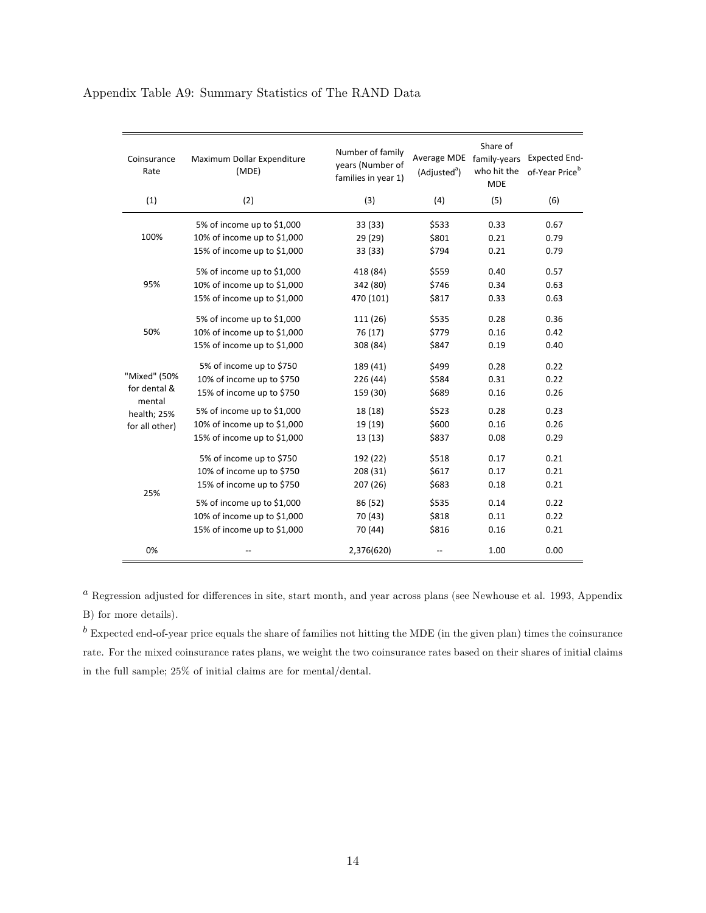Appendix Table A9: Summary Statistics of The RAND Data

| Coinsurance Rate | Maximum Dollar Expenditure (MDE) | Number of family years (Number of families in year 1) | Average MDE (Adjusted[a]) | Share of family-years who hit the MDE | Expected End-of-Year Price[b] |
|---|---|---|---|---|---|
| (1) | (2) | (3) | (4) | (5) | (6) |
| 100% | 5% of income up to $1,000 | 33 (33) | $533 | 0.33 | 0.67 |
| | 10% of income up to $1,000 | 29 (29) | $801 | 0.21 | 0.79 |
| | 15% of income up to $1,000 | 33 (33) | $794 | 0.21 | 0.79 |
| 95% | 5% of income up to $1,000 | 418 (84) | $559 | 0.40 | 0.57 |
| | 10% of income up to $1,000 | 342 (80) | $746 | 0.34 | 0.63 |
| | 15% of income up to $1,000 | 470 (101) | $817 | 0.33 | 0.63 |
| 50% | 5% of income up to $1,000 | 111 (26) | $535 | 0.28 | 0.36 |
| | 10% of income up to $1,000 | 76 (17) | $779 | 0.16 | 0.42 |
| | 15% of income up to $1,000 | 308 (84) | $847 | 0.19 | 0.40 |
| "Mixed" (50% for dental & mental health; 25% for all other) | 5% of income up to $750 | 189 (41) | $499 | 0.28 | 0.22 |
| | 10% of income up to $750 | 226 (44) | $584 | 0.31 | 0.22 |
| | 15% of income up to $750 | 159 (30) | $689 | 0.16 | 0.26 |
| | 5% of income up to $1,000 | 18 (18) | $523 | 0.28 | 0.23 |
| | 10% of income up to $1,000 | 19 (19) | $600 | 0.16 | 0.26 |
| | 15% of income up to $1,000 | 13 (13) | $837 | 0.08 | 0.29 |
| 25% | 5% of income up to $750 | 192 (22) | $518 | 0.17 | 0.21 |
| | 10% of income up to $750 | 208 (31) | $617 | 0.17 | 0.21 |
| | 15% of income up to $750 | 207 (26) | $683 | 0.18 | 0.21 |
| | 5% of income up to $1,000 | 86 (52) | $535 | 0.14 | 0.22 |
| | 10% of income up to $1,000 | 70 (43) | $818 | 0.11 | 0.22 |
| | 15% of income up to $1,000 | 70 (44) | $816 | 0.16 | 0.21 |
| 0% | -- | 2,376(620) | -- | 1.00 | 0.00 |

[a] Regression adjusted for differences in site, start month, and year across plans (see Newhouse et al. 1993, Appendix B) for more details).

[b] Expected end-of-year price equals the share of families not hitting the MDE (in the given plan) times the coinsurance rate. For the mixed coinsurance rates plans, we weight the two coinsurance rates based on their shares of initial claims in the full sample; 25% of initial claims are for mental/dental.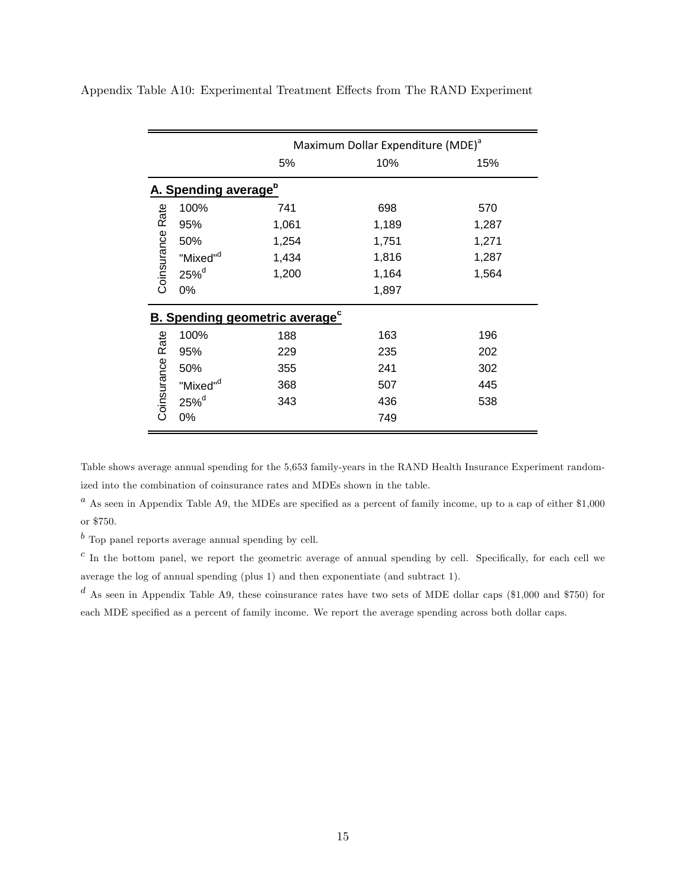Appendix Table A10: Experimental Treatment Effects from The RAND Experiment

| | | Maximum Dollar Expenditure (MDE)[a] | | |
|---|---|---|---|---|
| | | 5% | 10% | 15% |
| **A. Spending average[b]** | | | | |
| Coinsurance Rate | 100% | 741 | 698 | 570 |
| | 95% | 1,061 | 1,189 | 1,287 |
| | 50% | 1,254 | 1,751 | 1,271 |
| | "Mixed"[d] | 1,434 | 1,816 | 1,287 |
| | 25%[d] | 1,200 | 1,164 | 1,564 |
| | 0% | | 1,897 | |
| **B. Spending geometric average[c]** | | | | |
| Coinsurance Rate | 100% | 188 | 163 | 196 |
| | 95% | 229 | 235 | 202 |
| | 50% | 355 | 241 | 302 |
| | "Mixed"[d] | 368 | 507 | 445 |
| | 25%[d] | 343 | 436 | 538 |
| | 0% | | 749 | |

Table shows average annual spending for the 5,653 family-years in the RAND Health Insurance Experiment randomized into the combination of coinsurance rates and MDEs shown in the table.

[a] As seen in Appendix Table A9, the MDEs are specified as a percent of family income, up to a cap of either \$1,000 or \$750.

[b] Top panel reports average annual spending by cell.

[c] In the bottom panel, we report the geometric average of annual spending by cell. Specifically, for each cell we average the log of annual spending (plus 1) and then exponentiate (and subtract 1).

[d] As seen in Appendix Table A9, these coinsurance rates have two sets of MDE dollar caps (\$1,000 and \$750) for each MDE specified as a percent of family income. We report the average spending across both dollar caps.